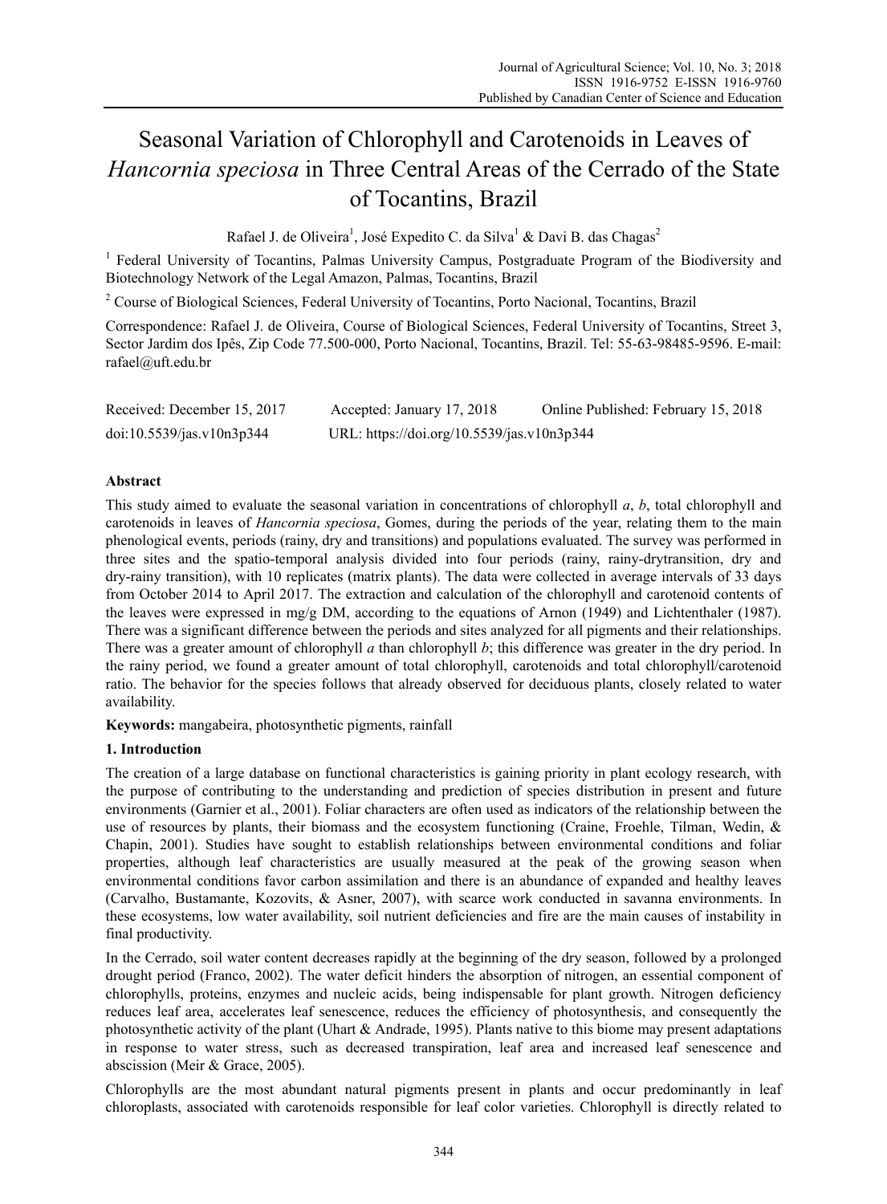# Seasonal Variation of Chlorophyll and Carotenoids in Leaves of *Hancornia speciosa* in Three Central Areas of the Cerrado of the State of Tocantins, Brazil

Rafael J. de Oliveira[1], José Expedito C. da Silva[1] & Davi B. das Chagas[2]

[1] Federal University of Tocantins, Palmas University Campus, Postgraduate Program of the Biodiversity and Biotechnology Network of the Legal Amazon, Palmas, Tocantins, Brazil

[2] Course of Biological Sciences, Federal University of Tocantins, Porto Nacional, Tocantins, Brazil

Correspondence: Rafael J. de Oliveira, Course of Biological Sciences, Federal University of Tocantins, Street 3, Sector Jardim dos Ipês, Zip Code 77.500-000, Porto Nacional, Tocantins, Brazil. Tel: 55-63-98485-9596. E-mail: rafael@uft.edu.br

Received: December 15, 2017 Accepted: January 17, 2018 Online Published: February 15, 2018

doi:10.5539/jas.v10n3p344 URL: https://doi.org/10.5539/jas.v10n3p344

## Abstract

This study aimed to evaluate the seasonal variation in concentrations of chlorophyll *a*, *b*, total chlorophyll and carotenoids in leaves of *Hancornia speciosa*, Gomes, during the periods of the year, relating them to the main phenological events, periods (rainy, dry and transitions) and populations evaluated. The survey was performed in three sites and the spatio-temporal analysis divided into four periods (rainy, rainy-drytransition, dry and dry-rainy transition), with 10 replicates (matrix plants). The data were collected in average intervals of 33 days from October 2014 to April 2017. The extraction and calculation of the chlorophyll and carotenoid contents of the leaves were expressed in mg/g DM, according to the equations of Arnon (1949) and Lichtenthaler (1987). There was a significant difference between the periods and sites analyzed for all pigments and their relationships. There was a greater amount of chlorophyll *a* than chlorophyll *b*; this difference was greater in the dry period. In the rainy period, we found a greater amount of total chlorophyll, carotenoids and total chlorophyll/carotenoid ratio. The behavior for the species follows that already observed for deciduous plants, closely related to water availability.

**Keywords:** mangabeira, photosynthetic pigments, rainfall

## 1. Introduction

The creation of a large database on functional characteristics is gaining priority in plant ecology research, with the purpose of contributing to the understanding and prediction of species distribution in present and future environments (Garnier et al., 2001). Foliar characters are often used as indicators of the relationship between the use of resources by plants, their biomass and the ecosystem functioning (Craine, Froehle, Tilman, Wedin, & Chapin, 2001). Studies have sought to establish relationships between environmental conditions and foliar properties, although leaf characteristics are usually measured at the peak of the growing season when environmental conditions favor carbon assimilation and there is an abundance of expanded and healthy leaves (Carvalho, Bustamante, Kozovits, & Asner, 2007), with scarce work conducted in savanna environments. In these ecosystems, low water availability, soil nutrient deficiencies and fire are the main causes of instability in final productivity.

In the Cerrado, soil water content decreases rapidly at the beginning of the dry season, followed by a prolonged drought period (Franco, 2002). The water deficit hinders the absorption of nitrogen, an essential component of chlorophylls, proteins, enzymes and nucleic acids, being indispensable for plant growth. Nitrogen deficiency reduces leaf area, accelerates leaf senescence, reduces the efficiency of photosynthesis, and consequently the photosynthetic activity of the plant (Uhart & Andrade, 1995). Plants native to this biome may present adaptations in response to water stress, such as decreased transpiration, leaf area and increased leaf senescence and abscission (Meir & Grace, 2005).

Chlorophylls are the most abundant natural pigments present in plants and occur predominantly in leaf chloroplasts, associated with carotenoids responsible for leaf color varieties. Chlorophyll is directly related to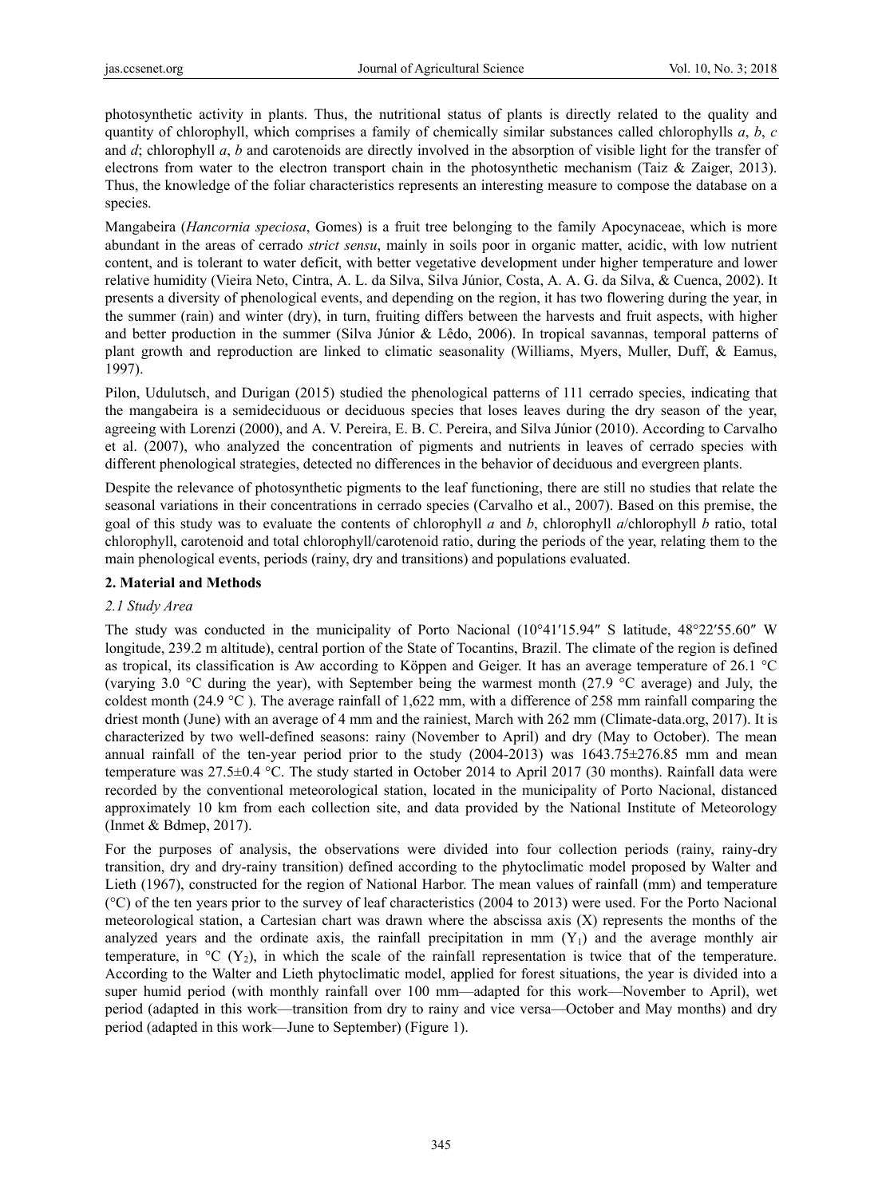photosynthetic activity in plants. Thus, the nutritional status of plants is directly related to the quality and quantity of chlorophyll, which comprises a family of chemically similar substances called chlorophylls *a*, *b*, *c* and *d*; chlorophyll *a*, *b* and carotenoids are directly involved in the absorption of visible light for the transfer of electrons from water to the electron transport chain in the photosynthetic mechanism (Taiz & Zaiger, 2013). Thus, the knowledge of the foliar characteristics represents an interesting measure to compose the database on a species.

Mangabeira (*Hancornia speciosa*, Gomes) is a fruit tree belonging to the family Apocynaceae, which is more abundant in the areas of cerrado *strict sensu*, mainly in soils poor in organic matter, acidic, with low nutrient content, and is tolerant to water deficit, with better vegetative development under higher temperature and lower relative humidity (Vieira Neto, Cintra, A. L. da Silva, Silva Júnior, Costa, A. A. G. da Silva, & Cuenca, 2002). It presents a diversity of phenological events, and depending on the region, it has two flowering during the year, in the summer (rain) and winter (dry), in turn, fruiting differs between the harvests and fruit aspects, with higher and better production in the summer (Silva Júnior & Lêdo, 2006). In tropical savannas, temporal patterns of plant growth and reproduction are linked to climatic seasonality (Williams, Myers, Muller, Duff, & Eamus, 1997).

Pilon, Udulutsch, and Durigan (2015) studied the phenological patterns of 111 cerrado species, indicating that the mangabeira is a semideciduous or deciduous species that loses leaves during the dry season of the year, agreeing with Lorenzi (2000), and A. V. Pereira, E. B. C. Pereira, and Silva Júnior (2010). According to Carvalho et al. (2007), who analyzed the concentration of pigments and nutrients in leaves of cerrado species with different phenological strategies, detected no differences in the behavior of deciduous and evergreen plants.

Despite the relevance of photosynthetic pigments to the leaf functioning, there are still no studies that relate the seasonal variations in their concentrations in cerrado species (Carvalho et al., 2007). Based on this premise, the goal of this study was to evaluate the contents of chlorophyll *a* and *b*, chlorophyll *a*/chlorophyll *b* ratio, total chlorophyll, carotenoid and total chlorophyll/carotenoid ratio, during the periods of the year, relating them to the main phenological events, periods (rainy, dry and transitions) and populations evaluated.

## 2. Material and Methods

### 2.1 Study Area

The study was conducted in the municipality of Porto Nacional (10°41′15.94″ S latitude, 48°22′55.60″ W longitude, 239.2 m altitude), central portion of the State of Tocantins, Brazil. The climate of the region is defined as tropical, its classification is Aw according to Köppen and Geiger. It has an average temperature of 26.1 °C (varying 3.0 °C during the year), with September being the warmest month (27.9 °C average) and July, the coldest month (24.9 °C ). The average rainfall of 1,622 mm, with a difference of 258 mm rainfall comparing the driest month (June) with an average of 4 mm and the rainiest, March with 262 mm (Climate-data.org, 2017). It is characterized by two well-defined seasons: rainy (November to April) and dry (May to October). The mean annual rainfall of the ten-year period prior to the study (2004-2013) was 1643.75±276.85 mm and mean temperature was 27.5±0.4 °C. The study started in October 2014 to April 2017 (30 months). Rainfall data were recorded by the conventional meteorological station, located in the municipality of Porto Nacional, distanced approximately 10 km from each collection site, and data provided by the National Institute of Meteorology (Inmet & Bdmep, 2017).

For the purposes of analysis, the observations were divided into four collection periods (rainy, rainy-dry transition, dry and dry-rainy transition) defined according to the phytoclimatic model proposed by Walter and Lieth (1967), constructed for the region of National Harbor. The mean values of rainfall (mm) and temperature (°C) of the ten years prior to the survey of leaf characteristics (2004 to 2013) were used. For the Porto Nacional meteorological station, a Cartesian chart was drawn where the abscissa axis (X) represents the months of the analyzed years and the ordinate axis, the rainfall precipitation in mm ($Y_1$) and the average monthly air temperature, in °C ($Y_2$), in which the scale of the rainfall representation is twice that of the temperature. According to the Walter and Lieth phytoclimatic model, applied for forest situations, the year is divided into a super humid period (with monthly rainfall over 100 mm—adapted for this work—November to April), wet period (adapted in this work—transition from dry to rainy and vice versa—October and May months) and dry period (adapted in this work—June to September) (Figure 1).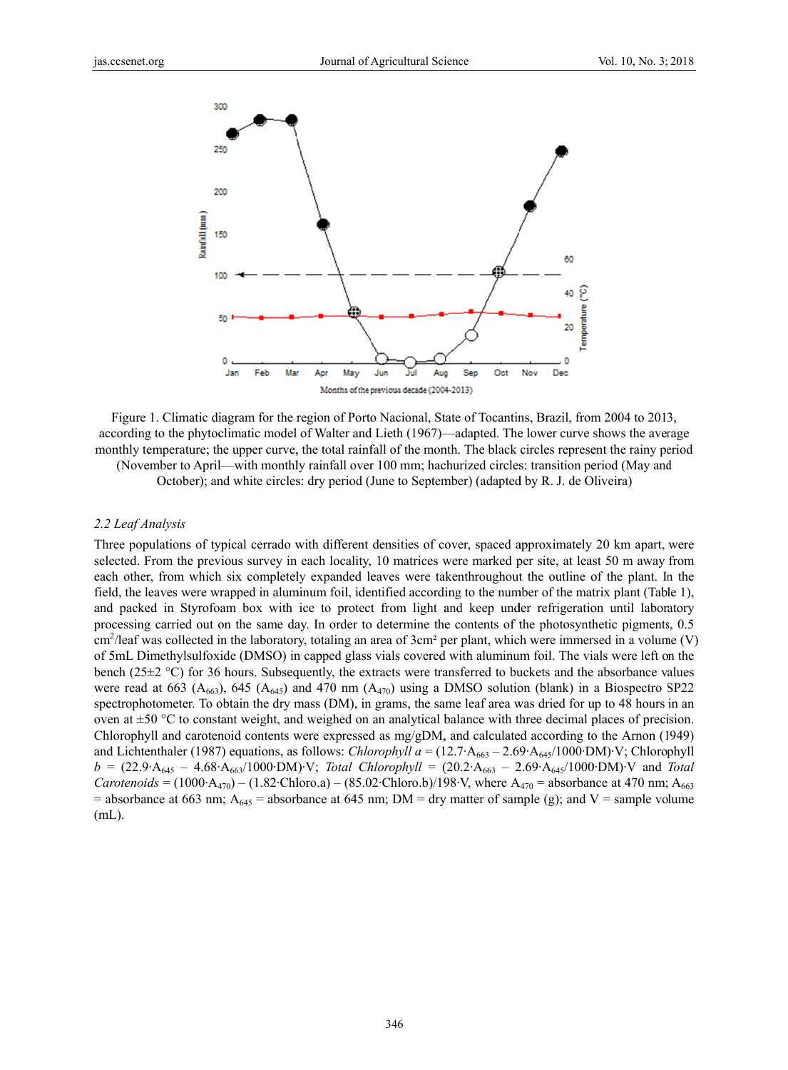Figure 1. Climatic diagram for the region of Porto Nacional, State of Tocantins, Brazil, from 2004 to 2013, according to the phytoclimatic model of Walter and Lieth (1967)—adapted. The lower curve shows the average monthly temperature; the upper curve, the total rainfall of the month. The black circles represent the rainy period (November to April—with monthly rainfall over 100 mm; hachurized circles: transition period (May and October); and white circles: dry period (June to September) (adapted by R. J. de Oliveira)

### 2.2 Leaf Analysis

Three populations of typical cerrado with different densities of cover, spaced approximately 20 km apart, were selected. From the previous survey in each locality, 10 matrices were marked per site, at least 50 m away from each other, from which six completely expanded leaves were takenthroughout the outline of the plant. In the field, the leaves were wrapped in aluminum foil, identified according to the number of the matrix plant (Table 1), and packed in Styrofoam box with ice to protect from light and keep under refrigeration until laboratory processing carried out on the same day. In order to determine the contents of the photosynthetic pigments, 0.5 $cm^2$/leaf was collected in the laboratory, totaling an area of 3cm² per plant, which were immersed in a volume (V) of 5mL Dimethylsulfoxide (DMSO) in capped glass vials covered with aluminum foil. The vials were left on the bench (25±2 °C) for 36 hours. Subsequently, the extracts were transferred to buckets and the absorbance values were read at 663 ($A_{663}$), 645 ($A_{645}$) and 470 nm ($A_{470}$) using a DMSO solution (blank) in a Biospectro SP22 spectrophotometer. To obtain the dry mass (DM), in grams, the same leaf area was dried for up to 48 hours in an oven at ±50 °C to constant weight, and weighed on an analytical balance with three decimal places of precision. Chlorophyll and carotenoid contents were expressed as mg/gDM, and calculated according to the Arnon (1949) and Lichtenthaler (1987) equations, as follows: *Chlorophyll a* = $(12.7 \cdot A_{663} - 2.69 \cdot A_{645}/1000 \cdot DM) \cdot V$; Chlorophyll *b* = $(22.9 \cdot A_{645} - 4.68 \cdot A_{663}/1000 \cdot DM) \cdot V$; *Total Chlorophyll* = $(20.2 \cdot A_{663} - 2.69 \cdot A_{645}/1000 \cdot DM) \cdot V$ and *Total Carotenoids* = $(1000 \cdot A_{470}) - (1.82 \cdot \text{Chloro.a}) - (85.02 \cdot \text{Chloro.b})/198 \cdot V$, where $A_{470}$ = absorbance at 470 nm; $A_{663}$ = absorbance at 663 nm; $A_{645}$ = absorbance at 645 nm; DM = dry matter of sample (g); and V = sample volume (mL).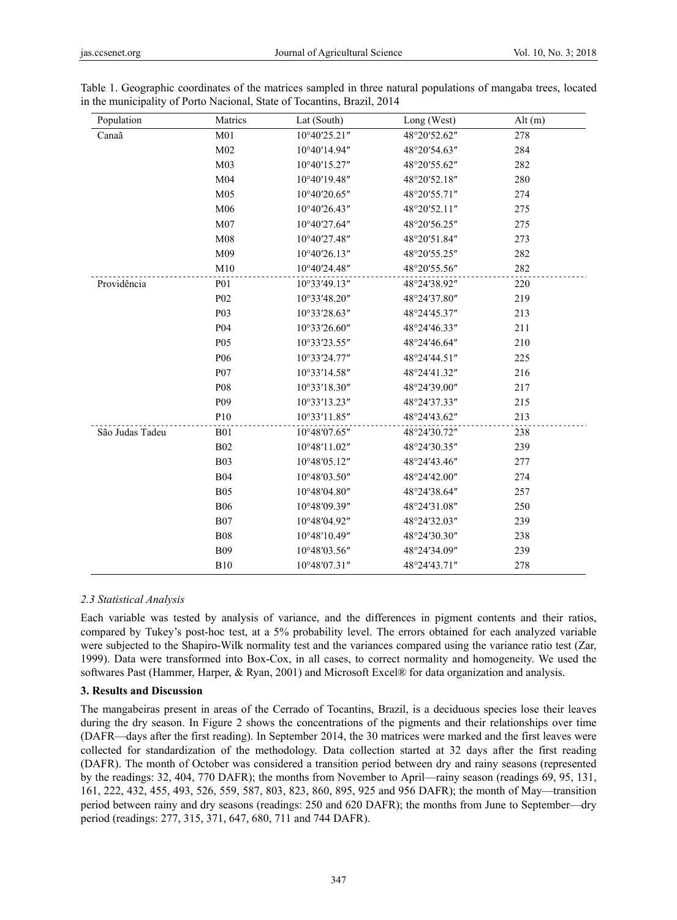Table 1. Geographic coordinates of the matrices sampled in three natural populations of mangaba trees, located in the municipality of Porto Nacional, State of Tocantins, Brazil, 2014

| Population | Matrics | Lat (South) | Long (West) | Alt (m) |
|---|---|---|---|---|
| Canaã | M01 | 10°40′25.21″ | 48°20′52.62″ | 278 |
| | M02 | 10°40′14.94″ | 48°20′54.63″ | 284 |
| | M03 | 10°40′15.27″ | 48°20′55.62″ | 282 |
| | M04 | 10°40′19.48″ | 48°20′52.18″ | 280 |
| | M05 | 10°40′20.65″ | 48°20′55.71″ | 274 |
| | M06 | 10°40′26.43″ | 48°20′52.11″ | 275 |
| | M07 | 10°40′27.64″ | 48°20′56.25″ | 275 |
| | M08 | 10°40′27.48″ | 48°20′51.84″ | 273 |
| | M09 | 10°40′26.13″ | 48°20′55.25″ | 282 |
| | M10 | 10°40′24.48″ | 48°20′55.56″ | 282 |
| Providência | P01 | 10°33′49.13″ | 48°24′38.92″ | 220 |
| | P02 | 10°33′48.20″ | 48°24′37.80″ | 219 |
| | P03 | 10°33′28.63″ | 48°24′45.37″ | 213 |
| | P04 | 10°33′26.60″ | 48°24′46.33″ | 211 |
| | P05 | 10°33′23.55″ | 48°24′46.64″ | 210 |
| | P06 | 10°33′24.77″ | 48°24′44.51″ | 225 |
| | P07 | 10°33′14.58″ | 48°24′41.32″ | 216 |
| | P08 | 10°33′18.30″ | 48°24′39.00″ | 217 |
| | P09 | 10°33′13.23″ | 48°24′37.33″ | 215 |
| | P10 | 10°33′11.85″ | 48°24′43.62″ | 213 |
| São Judas Tadeu | B01 | 10°48′07.65″ | 48°24′30.72″ | 238 |
| | B02 | 10°48′11.02″ | 48°24′30.35″ | 239 |
| | B03 | 10°48′05.12″ | 48°24′43.46″ | 277 |
| | B04 | 10°48′03.50″ | 48°24′42.00″ | 274 |
| | B05 | 10°48′04.80″ | 48°24′38.64″ | 257 |
| | B06 | 10°48′09.39″ | 48°24′31.08″ | 250 |
| | B07 | 10°48′04.92″ | 48°24′32.03″ | 239 |
| | B08 | 10°48′10.49″ | 48°24′30.30″ | 238 |
| | B09 | 10°48′03.56″ | 48°24′34.09″ | 239 |
| | B10 | 10°48′07.31″ | 48°24′43.71″ | 278 |

### *2.3 Statistical Analysis*

Each variable was tested by analysis of variance, and the differences in pigment contents and their ratios, compared by Tukey's post-hoc test, at a 5% probability level. The errors obtained for each analyzed variable were subjected to the Shapiro-Wilk normality test and the variances compared using the variance ratio test (Zar, 1999). Data were transformed into Box-Cox, in all cases, to correct normality and homogeneity. We used the softwares Past (Hammer, Harper, & Ryan, 2001) and Microsoft Excel® for data organization and analysis.

## **3. Results and Discussion**

The mangabeiras present in areas of the Cerrado of Tocantins, Brazil, is a deciduous species lose their leaves during the dry season. In Figure 2 shows the concentrations of the pigments and their relationships over time (DAFR—days after the first reading). In September 2014, the 30 matrices were marked and the first leaves were collected for standardization of the methodology. Data collection started at 32 days after the first reading (DAFR). The month of October was considered a transition period between dry and rainy seasons (represented by the readings: 32, 404, 770 DAFR); the months from November to April—rainy season (readings 69, 95, 131, 161, 222, 432, 455, 493, 526, 559, 587, 803, 823, 860, 895, 925 and 956 DAFR); the month of May—transition period between rainy and dry seasons (readings: 250 and 620 DAFR); the months from June to September—dry period (readings: 277, 315, 371, 647, 680, 711 and 744 DAFR).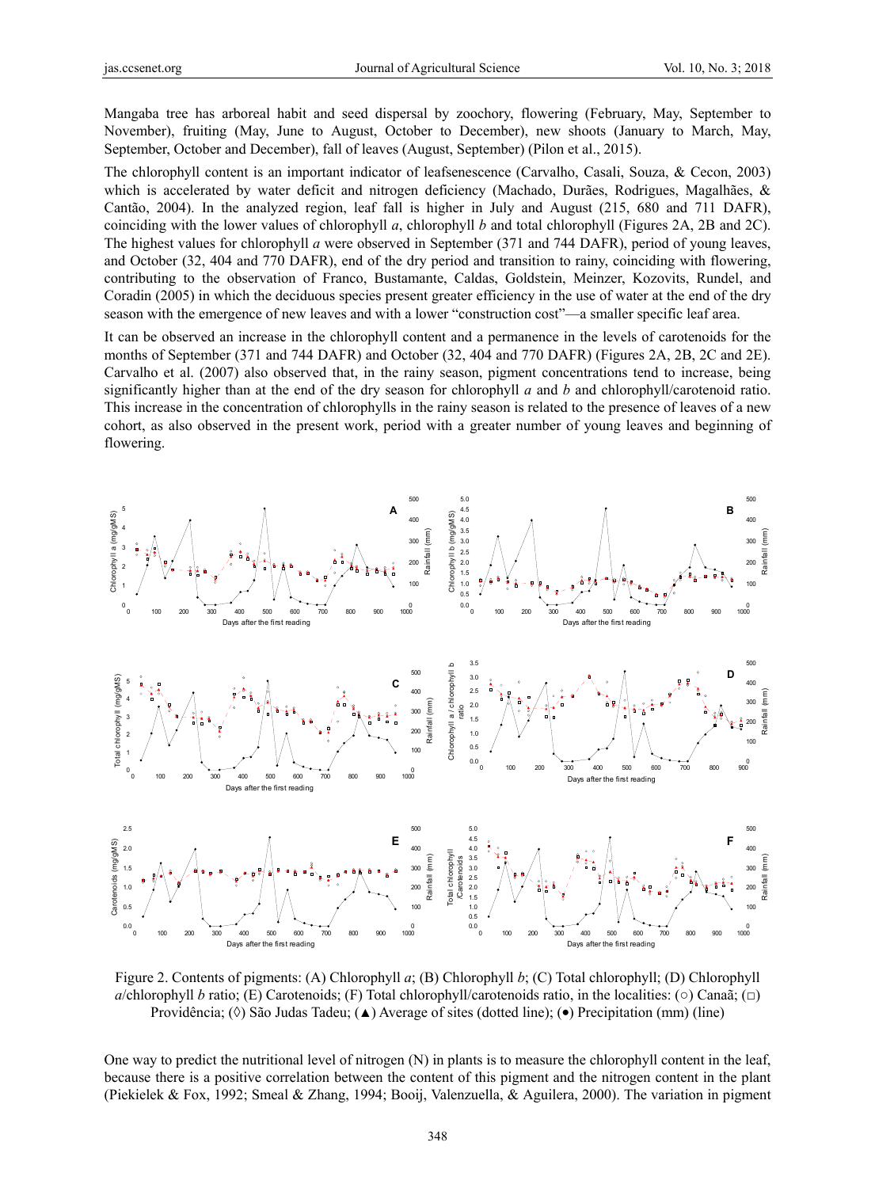Mangaba tree has arboreal habit and seed dispersal by zoochory, flowering (February, May, September to November), fruiting (May, June to August, October to December), new shoots (January to March, May, September, October and December), fall of leaves (August, September) (Pilon et al., 2015).

The chlorophyll content is an important indicator of leafsenescence (Carvalho, Casali, Souza, & Cecon, 2003) which is accelerated by water deficit and nitrogen deficiency (Machado, Durães, Rodrigues, Magalhães, & Cantão, 2004). In the analyzed region, leaf fall is higher in July and August (215, 680 and 711 DAFR), coinciding with the lower values of chlorophyll *a*, chlorophyll *b* and total chlorophyll (Figures 2A, 2B and 2C). The highest values for chlorophyll *a* were observed in September (371 and 744 DAFR), period of young leaves, and October (32, 404 and 770 DAFR), end of the dry period and transition to rainy, coinciding with flowering, contributing to the observation of Franco, Bustamante, Caldas, Goldstein, Meinzer, Kozovits, Rundel, and Coradin (2005) in which the deciduous species present greater efficiency in the use of water at the end of the dry season with the emergence of new leaves and with a lower "construction cost"—a smaller specific leaf area.

It can be observed an increase in the chlorophyll content and a permanence in the levels of carotenoids for the months of September (371 and 744 DAFR) and October (32, 404 and 770 DAFR) (Figures 2A, 2B, 2C and 2E). Carvalho et al. (2007) also observed that, in the rainy season, pigment concentrations tend to increase, being significantly higher than at the end of the dry season for chlorophyll *a* and *b* and chlorophyll/carotenoid ratio. This increase in the concentration of chlorophylls in the rainy season is related to the presence of leaves of a new cohort, as also observed in the present work, period with a greater number of young leaves and beginning of flowering.

Figure 2. Contents of pigments: (A) Chlorophyll *a*; (B) Chlorophyll *b*; (C) Total chlorophyll; (D) Chlorophyll *a*/chlorophyll *b* ratio; (E) Carotenoids; (F) Total chlorophyll/carotenoids ratio, in the localities: (○) Canaã; (□) Providência; (◊) São Judas Tadeu; (▲) Average of sites (dotted line); (●) Precipitation (mm) (line)

One way to predict the nutritional level of nitrogen (N) in plants is to measure the chlorophyll content in the leaf, because there is a positive correlation between the content of this pigment and the nitrogen content in the plant (Piekielek & Fox, 1992; Smeal & Zhang, 1994; Booij, Valenzuella, & Aguilera, 2000). The variation in pigment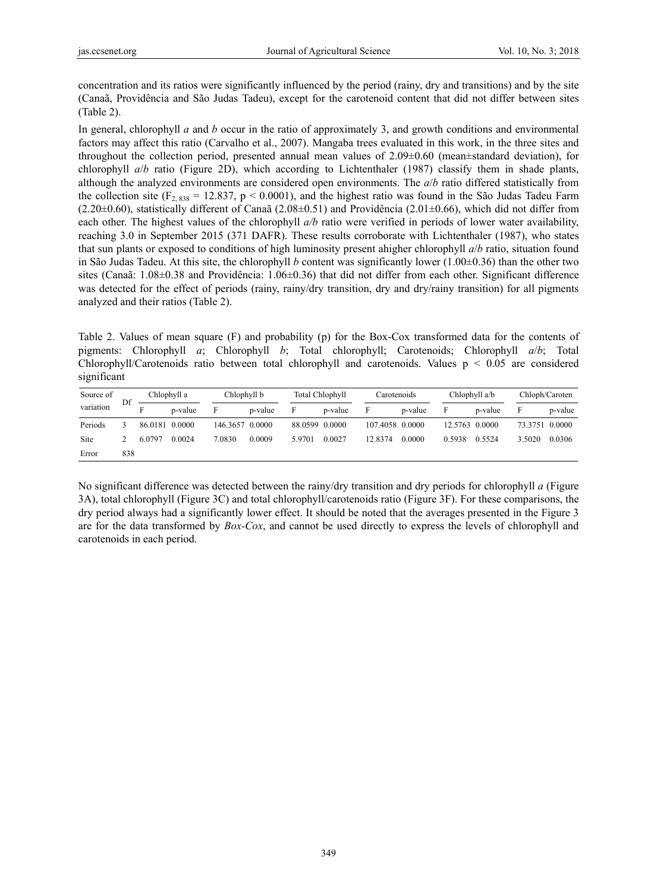concentration and its ratios were significantly influenced by the period (rainy, dry and transitions) and by the site (Canaã, Providência and São Judas Tadeu), except for the carotenoid content that did not differ between sites (Table 2).

In general, chlorophyll *a* and *b* occur in the ratio of approximately 3, and growth conditions and environmental factors may affect this ratio (Carvalho et al., 2007). Mangaba trees evaluated in this work, in the three sites and throughout the collection period, presented annual mean values of 2.09±0.60 (mean±standard deviation), for chlorophyll *a*/*b* ratio (Figure 2D), which according to Lichtenthaler (1987) classify them in shade plants, although the analyzed environments are considered open environments. The *a*/*b* ratio differed statistically from the collection site ($F_{2, 838} = 12.837$, $p < 0.0001$), and the highest ratio was found in the São Judas Tadeu Farm (2.20±0.60), statistically different of Canaã (2.08±0.51) and Providência (2.01±0.66), which did not differ from each other. The highest values of the chlorophyll *a/b* ratio were verified in periods of lower water availability, reaching 3.0 in September 2015 (371 DAFR). These results corroborate with Lichtenthaler (1987), who states that sun plants or exposed to conditions of high luminosity present ahigher chlorophyll *a*/*b* ratio, situation found in São Judas Tadeu. At this site, the chlorophyll *b* content was significantly lower (1.00±0.36) than the other two sites (Canaã: 1.08±0.38 and Providência: 1.06±0.36) that did not differ from each other. Significant difference was detected for the effect of periods (rainy, rainy/dry transition, dry and dry/rainy transition) for all pigments analyzed and their ratios (Table 2).

Table 2. Values of mean square (F) and probability (p) for the Box-Cox transformed data for the contents of pigments: Chlorophyll *a*; Chlorophyll *b*; Total chlorophyll; Carotenoids; Chlorophyll *a*/*b*; Total Chlorophyll/Carotenoids ratio between total chlorophyll and carotenoids. Values $p < 0.05$ are considered significant

| Source of variation | Df | Chlophyll a | | Chlophyll b | | Total Chlophyll | | Carotenoids | | Chlophyll a/b | | Chloph/Caroten | |
|---|---|---|---|---|---|---|---|---|---|---|---|---|---|
| | | F | p-value | F | p-value | F | p-value | F | p-value | F | p-value | F | p-value |
| Periods | 3 | 86.0181 | 0.0000 | 146.3657 | 0.0000 | 88.0599 | 0.0000 | 107.4058 | 0.0000 | 12.5763 | 0.0000 | 73.3751 | 0.0000 |
| Site | 2 | 6.0797 | 0.0024 | 7.0830 | 0.0009 | 5.9701 | 0.0027 | 12.8374 | 0.0000 | 0.5938 | 0.5524 | 3.5020 | 0.0306 |
| Error | 838 | | | | | | | | | | | | |

No significant difference was detected between the rainy/dry transition and dry periods for chlorophyll *a* (Figure 3A), total chlorophyll (Figure 3C) and total chlorophyll/carotenoids ratio (Figure 3F). For these comparisons, the dry period always had a significantly lower effect. It should be noted that the averages presented in the Figure 3 are for the data transformed by *Box-Cox*, and cannot be used directly to express the levels of chlorophyll and carotenoids in each period.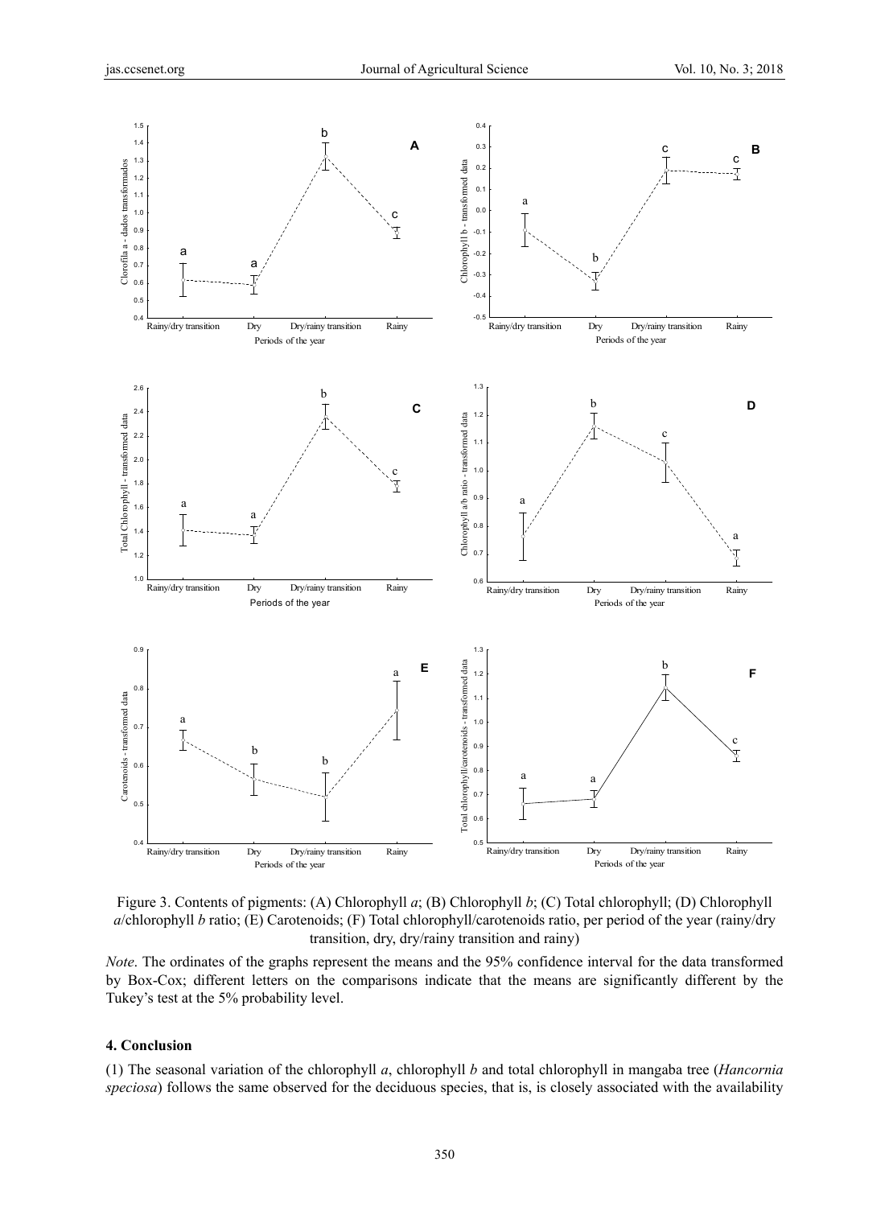Figure 3. Contents of pigments: (A) Chlorophyll *a*; (B) Chlorophyll *b*; (C) Total chlorophyll; (D) Chlorophyll *a*/chlorophyll *b* ratio; (E) Carotenoids; (F) Total chlorophyll/carotenoids ratio, per period of the year (rainy/dry transition, dry, dry/rainy transition and rainy)

*Note*. The ordinates of the graphs represent the means and the 95% confidence interval for the data transformed by Box-Cox; different letters on the comparisons indicate that the means are significantly different by the Tukey's test at the 5% probability level.

## 4. Conclusion

(1) The seasonal variation of the chlorophyll *a*, chlorophyll *b* and total chlorophyll in mangaba tree (*Hancornia speciosa*) follows the same observed for the deciduous species, that is, is closely associated with the availability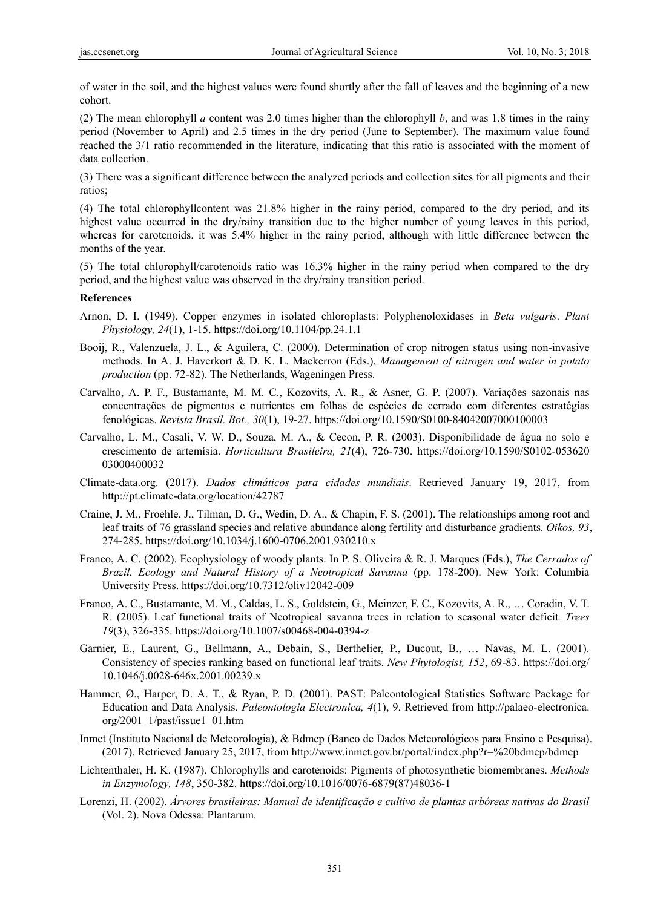of water in the soil, and the highest values were found shortly after the fall of leaves and the beginning of a new cohort.

(2) The mean chlorophyll *a* content was 2.0 times higher than the chlorophyll *b*, and was 1.8 times in the rainy period (November to April) and 2.5 times in the dry period (June to September). The maximum value found reached the 3/1 ratio recommended in the literature, indicating that this ratio is associated with the moment of data collection.

(3) There was a significant difference between the analyzed periods and collection sites for all pigments and their ratios;

(4) The total chlorophyllcontent was 21.8% higher in the rainy period, compared to the dry period, and its highest value occurred in the dry/rainy transition due to the higher number of young leaves in this period, whereas for carotenoids. it was 5.4% higher in the rainy period, although with little difference between the months of the year.

(5) The total chlorophyll/carotenoids ratio was 16.3% higher in the rainy period when compared to the dry period, and the highest value was observed in the dry/rainy transition period.

**References**

Arnon, D. I. (1949). Copper enzymes in isolated chloroplasts: Polyphenoloxidases in *Beta vulgaris*. *Plant Physiology, 24*(1), 1-15. https://doi.org/10.1104/pp.24.1.1

Booij, R., Valenzuela, J. L., & Aguilera, C. (2000). Determination of crop nitrogen status using non-invasive methods. In A. J. Haverkort & D. K. L. Mackerron (Eds.), *Management of nitrogen and water in potato production* (pp. 72-82). The Netherlands, Wageningen Press.

Carvalho, A. P. F., Bustamante, M. M. C., Kozovits, A. R., & Asner, G. P. (2007). Variações sazonais nas concentrações de pigmentos e nutrientes em folhas de espécies de cerrado com diferentes estratégias fenológicas. *Revista Brasil. Bot., 30*(1), 19-27. https://doi.org/10.1590/S0100-84042007000100003

Carvalho, L. M., Casali, V. W. D., Souza, M. A., & Cecon, P. R. (2003). Disponibilidade de água no solo e crescimento de artemísia. *Horticultura Brasileira, 21*(4), 726-730. https://doi.org/10.1590/S0102-05362003000400032

Climate-data.org. (2017). *Dados climáticos para cidades mundiais*. Retrieved January 19, 2017, from http://pt.climate-data.org/location/42787

Craine, J. M., Froehle, J., Tilman, D. G., Wedin, D. A., & Chapin, F. S. (2001). The relationships among root and leaf traits of 76 grassland species and relative abundance along fertility and disturbance gradients. *Oikos, 93*, 274-285. https://doi.org/10.1034/j.1600-0706.2001.930210.x

Franco, A. C. (2002). Ecophysiology of woody plants. In P. S. Oliveira & R. J. Marques (Eds.), *The Cerrados of Brazil. Ecology and Natural History of a Neotropical Savanna* (pp. 178-200). New York: Columbia University Press. https://doi.org/10.7312/oliv12042-009

Franco, A. C., Bustamante, M. M., Caldas, L. S., Goldstein, G., Meinzer, F. C., Kozovits, A. R., … Coradin, V. T. R. (2005). Leaf functional traits of Neotropical savanna trees in relation to seasonal water deficit. *Trees 19*(3), 326-335. https://doi.org/10.1007/s00468-004-0394-z

Garnier, E., Laurent, G., Bellmann, A., Debain, S., Berthelier, P., Ducout, B., … Navas, M. L. (2001). Consistency of species ranking based on functional leaf traits. *New Phytologist, 152*, 69-83. https://doi.org/10.1046/j.0028-646x.2001.00239.x

Hammer, Ø., Harper, D. A. T., & Ryan, P. D. (2001). PAST: Paleontological Statistics Software Package for Education and Data Analysis. *Paleontologia Electronica, 4*(1), 9. Retrieved from http://palaeo-electronica.org/2001_1/past/issue1_01.htm

Inmet (Instituto Nacional de Meteorologia), & Bdmep (Banco de Dados Meteorológicos para Ensino e Pesquisa). (2017). Retrieved January 25, 2017, from http://www.inmet.gov.br/portal/index.php?r=%20bdmep/bdmep

Lichtenthaler, H. K. (1987). Chlorophylls and carotenoids: Pigments of photosynthetic biomembranes. *Methods in Enzymology, 148*, 350-382. https://doi.org/10.1016/0076-6879(87)48036-1

Lorenzi, H. (2002). *Árvores brasileiras: Manual de identificação e cultivo de plantas arbóreas nativas do Brasil* (Vol. 2). Nova Odessa: Plantarum.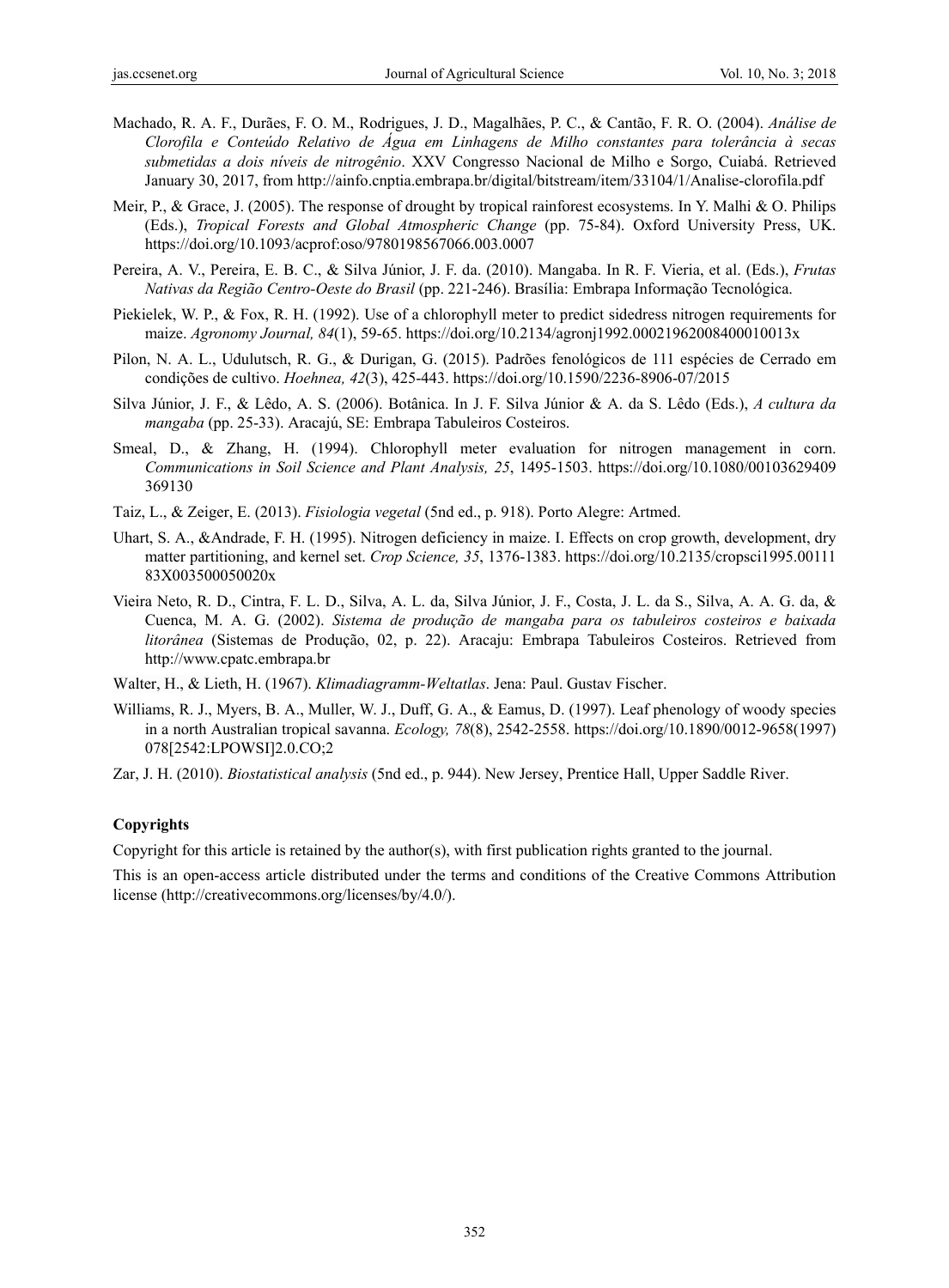Machado, R. A. F., Durães, F. O. M., Rodrigues, J. D., Magalhães, P. C., & Cantão, F. R. O. (2004). *Análise de Clorofila e Conteúdo Relativo de Água em Linhagens de Milho constantes para tolerância à secas submetidas a dois níveis de nitrogênio*. XXV Congresso Nacional de Milho e Sorgo, Cuiabá. Retrieved January 30, 2017, from http://ainfo.cnptia.embrapa.br/digital/bitstream/item/33104/1/Analise-clorofila.pdf

Meir, P., & Grace, J. (2005). The response of drought by tropical rainforest ecosystems. In Y. Malhi & O. Philips (Eds.), *Tropical Forests and Global Atmospheric Change* (pp. 75-84). Oxford University Press, UK. https://doi.org/10.1093/acprof:oso/9780198567066.003.0007

Pereira, A. V., Pereira, E. B. C., & Silva Júnior, J. F. da. (2010). Mangaba. In R. F. Vieria, et al. (Eds.), *Frutas Nativas da Região Centro-Oeste do Brasil* (pp. 221-246). Brasília: Embrapa Informação Tecnológica.

Piekielek, W. P., & Fox, R. H. (1992). Use of a chlorophyll meter to predict sidedress nitrogen requirements for maize. *Agronomy Journal, 84*(1), 59-65. https://doi.org/10.2134/agronj1992.00021962008400010013x

Pilon, N. A. L., Udulutsch, R. G., & Durigan, G. (2015). Padrões fenológicos de 111 espécies de Cerrado em condições de cultivo. *Hoehnea, 42*(3), 425-443. https://doi.org/10.1590/2236-8906-07/2015

Silva Júnior, J. F., & Lêdo, A. S. (2006). Botânica. In J. F. Silva Júnior & A. da S. Lêdo (Eds.), *A cultura da mangaba* (pp. 25-33). Aracajú, SE: Embrapa Tabuleiros Costeiros.

Smeal, D., & Zhang, H. (1994). Chlorophyll meter evaluation for nitrogen management in corn. *Communications in Soil Science and Plant Analysis, 25*, 1495-1503. https://doi.org/10.1080/00103629409369130

Taiz, L., & Zeiger, E. (2013). *Fisiologia vegetal* (5nd ed., p. 918). Porto Alegre: Artmed.

Uhart, S. A., &Andrade, F. H. (1995). Nitrogen deficiency in maize. I. Effects on crop growth, development, dry matter partitioning, and kernel set. *Crop Science, 35*, 1376-1383. https://doi.org/10.2135/cropsci1995.0011183X003500050020x

Vieira Neto, R. D., Cintra, F. L. D., Silva, A. L. da, Silva Júnior, J. F., Costa, J. L. da S., Silva, A. A. G. da, & Cuenca, M. A. G. (2002). *Sistema de produção de mangaba para os tabuleiros costeiros e baixada litorânea* (Sistemas de Produção, 02, p. 22). Aracaju: Embrapa Tabuleiros Costeiros. Retrieved from http://www.cpatc.embrapa.br

Walter, H., & Lieth, H. (1967). *Klimadiagramm-Weltatlas*. Jena: Paul. Gustav Fischer.

Williams, R. J., Myers, B. A., Muller, W. J., Duff, G. A., & Eamus, D. (1997). Leaf phenology of woody species in a north Australian tropical savanna. *Ecology, 78*(8), 2542-2558. https://doi.org/10.1890/0012-9658(1997)078[2542:LPOWSI]2.0.CO;2

Zar, J. H. (2010). *Biostatistical analysis* (5nd ed., p. 944). New Jersey, Prentice Hall, Upper Saddle River.

**Copyrights**

Copyright for this article is retained by the author(s), with first publication rights granted to the journal.

This is an open-access article distributed under the terms and conditions of the Creative Commons Attribution license (http://creativecommons.org/licenses/by/4.0/).